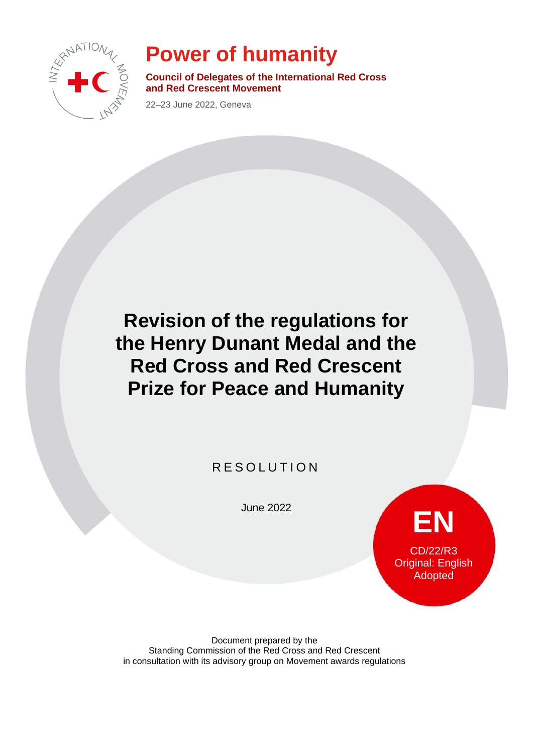# Power of humanity

**Council of Delegates of the International Red Cross and Red Crescent Movement**

22–23 June 2022, Geneva

## Revision of the regulations for the Henry Dunant Medal and the Red Cross and Red Crescent Prize for Peace and Humanity

RESOLUTION

June 2022

**EN**

CD/22/R3
Original: English
Adopted

Document prepared by the
Standing Commission of the Red Cross and Red Crescent
in consultation with its advisory group on Movement awards regulations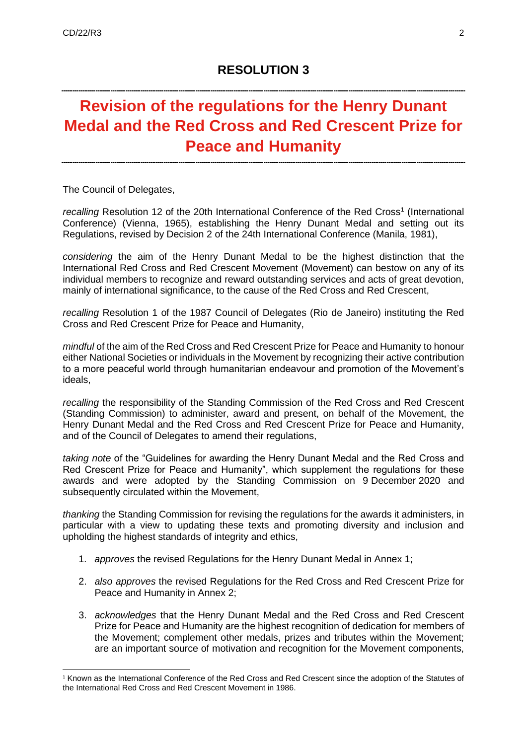## RESOLUTION 3

# Revision of the regulations for the Henry Dunant Medal and the Red Cross and Red Crescent Prize for Peace and Humanity

The Council of Delegates,

*recalling* Resolution 12 of the 20th International Conference of the Red Cross[1] (International Conference) (Vienna, 1965), establishing the Henry Dunant Medal and setting out its Regulations, revised by Decision 2 of the 24th International Conference (Manila, 1981),

*considering* the aim of the Henry Dunant Medal to be the highest distinction that the International Red Cross and Red Crescent Movement (Movement) can bestow on any of its individual members to recognize and reward outstanding services and acts of great devotion, mainly of international significance, to the cause of the Red Cross and Red Crescent,

*recalling* Resolution 1 of the 1987 Council of Delegates (Rio de Janeiro) instituting the Red Cross and Red Crescent Prize for Peace and Humanity,

*mindful* of the aim of the Red Cross and Red Crescent Prize for Peace and Humanity to honour either National Societies or individuals in the Movement by recognizing their active contribution to a more peaceful world through humanitarian endeavour and promotion of the Movement's ideals,

*recalling* the responsibility of the Standing Commission of the Red Cross and Red Crescent (Standing Commission) to administer, award and present, on behalf of the Movement, the Henry Dunant Medal and the Red Cross and Red Crescent Prize for Peace and Humanity, and of the Council of Delegates to amend their regulations,

*taking note* of the "Guidelines for awarding the Henry Dunant Medal and the Red Cross and Red Crescent Prize for Peace and Humanity", which supplement the regulations for these awards and were adopted by the Standing Commission on 9 December 2020 and subsequently circulated within the Movement,

*thanking* the Standing Commission for revising the regulations for the awards it administers, in particular with a view to updating these texts and promoting diversity and inclusion and upholding the highest standards of integrity and ethics,

1. *approves* the revised Regulations for the Henry Dunant Medal in Annex 1;

2. *also approves* the revised Regulations for the Red Cross and Red Crescent Prize for Peace and Humanity in Annex 2;

3. *acknowledges* that the Henry Dunant Medal and the Red Cross and Red Crescent Prize for Peace and Humanity are the highest recognition of dedication for members of the Movement; complement other medals, prizes and tributes within the Movement; are an important source of motivation and recognition for the Movement components,

[1] Known as the International Conference of the Red Cross and Red Crescent since the adoption of the Statutes of the International Red Cross and Red Crescent Movement in 1986.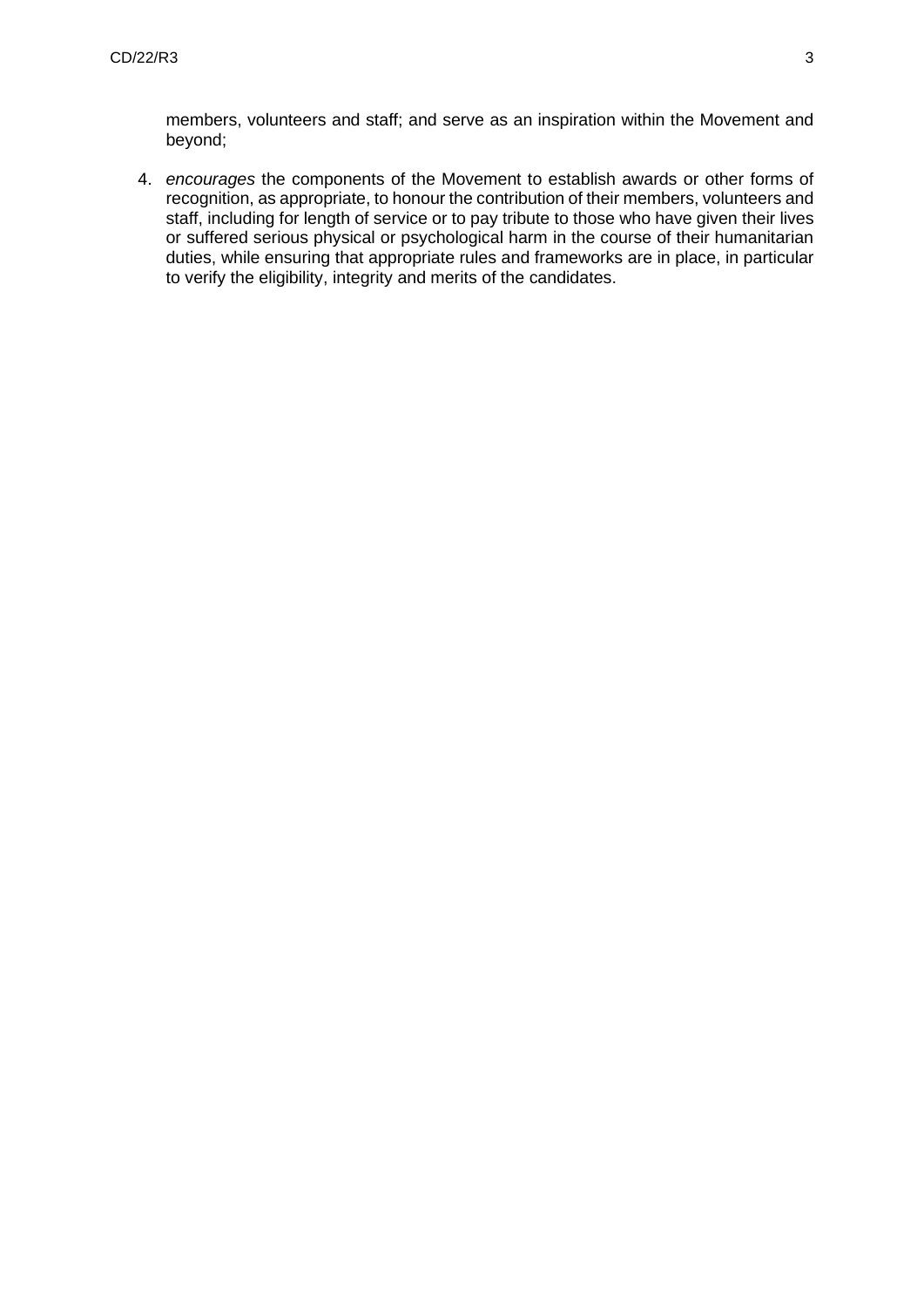members, volunteers and staff; and serve as an inspiration within the Movement and beyond;

4. *encourages* the components of the Movement to establish awards or other forms of recognition, as appropriate, to honour the contribution of their members, volunteers and staff, including for length of service or to pay tribute to those who have given their lives or suffered serious physical or psychological harm in the course of their humanitarian duties, while ensuring that appropriate rules and frameworks are in place, in particular to verify the eligibility, integrity and merits of the candidates.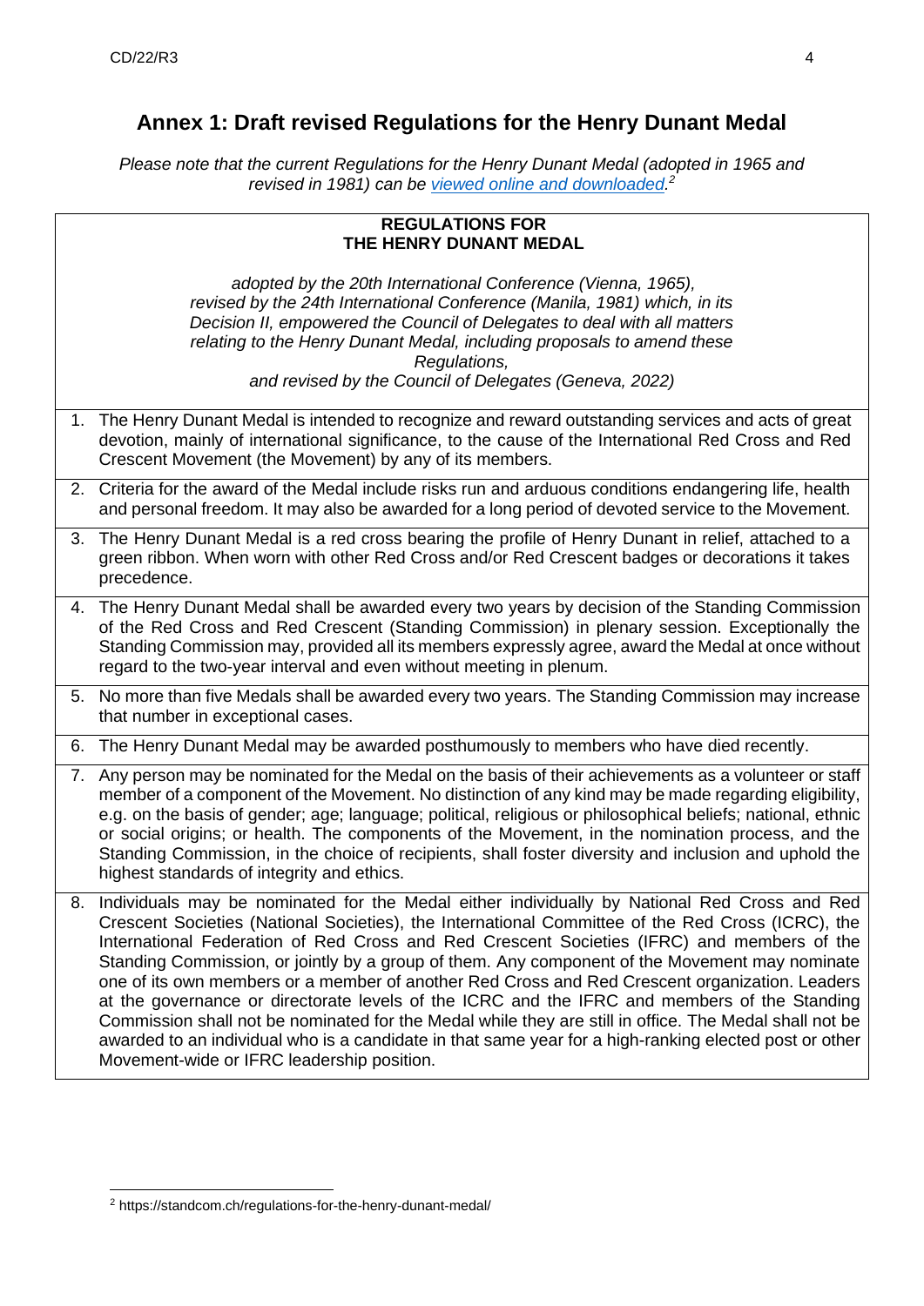# Annex 1: Draft revised Regulations for the Henry Dunant Medal

*Please note that the current Regulations for the Henry Dunant Medal (adopted in 1965 and revised in 1981) can be viewed online and downloaded.*[2]

**REGULATIONS FOR THE HENRY DUNANT MEDAL**

*adopted by the 20th International Conference (Vienna, 1965), revised by the 24th International Conference (Manila, 1981) which, in its Decision II, empowered the Council of Delegates to deal with all matters relating to the Henry Dunant Medal, including proposals to amend these Regulations, and revised by the Council of Delegates (Geneva, 2022)*

1. The Henry Dunant Medal is intended to recognize and reward outstanding services and acts of great devotion, mainly of international significance, to the cause of the International Red Cross and Red Crescent Movement (the Movement) by any of its members.
2. Criteria for the award of the Medal include risks run and arduous conditions endangering life, health and personal freedom. It may also be awarded for a long period of devoted service to the Movement.
3. The Henry Dunant Medal is a red cross bearing the profile of Henry Dunant in relief, attached to a green ribbon. When worn with other Red Cross and/or Red Crescent badges or decorations it takes precedence.
4. The Henry Dunant Medal shall be awarded every two years by decision of the Standing Commission of the Red Cross and Red Crescent (Standing Commission) in plenary session. Exceptionally the Standing Commission may, provided all its members expressly agree, award the Medal at once without regard to the two-year interval and even without meeting in plenum.
5. No more than five Medals shall be awarded every two years. The Standing Commission may increase that number in exceptional cases.
6. The Henry Dunant Medal may be awarded posthumously to members who have died recently.
7. Any person may be nominated for the Medal on the basis of their achievements as a volunteer or staff member of a component of the Movement. No distinction of any kind may be made regarding eligibility, e.g. on the basis of gender; age; language; political, religious or philosophical beliefs; national, ethnic or social origins; or health. The components of the Movement, in the nomination process, and the Standing Commission, in the choice of recipients, shall foster diversity and inclusion and uphold the highest standards of integrity and ethics.
8. Individuals may be nominated for the Medal either individually by National Red Cross and Red Crescent Societies (National Societies), the International Committee of the Red Cross (ICRC), the International Federation of Red Cross and Red Crescent Societies (IFRC) and members of the Standing Commission, or jointly by a group of them. Any component of the Movement may nominate one of its own members or a member of another Red Cross and Red Crescent organization. Leaders at the governance or directorate levels of the ICRC and the IFRC and members of the Standing Commission shall not be nominated for the Medal while they are still in office. The Medal shall not be awarded to an individual who is a candidate in that same year for a high-ranking elected post or other Movement-wide or IFRC leadership position.

[2] https://standcom.ch/regulations-for-the-henry-dunant-medal/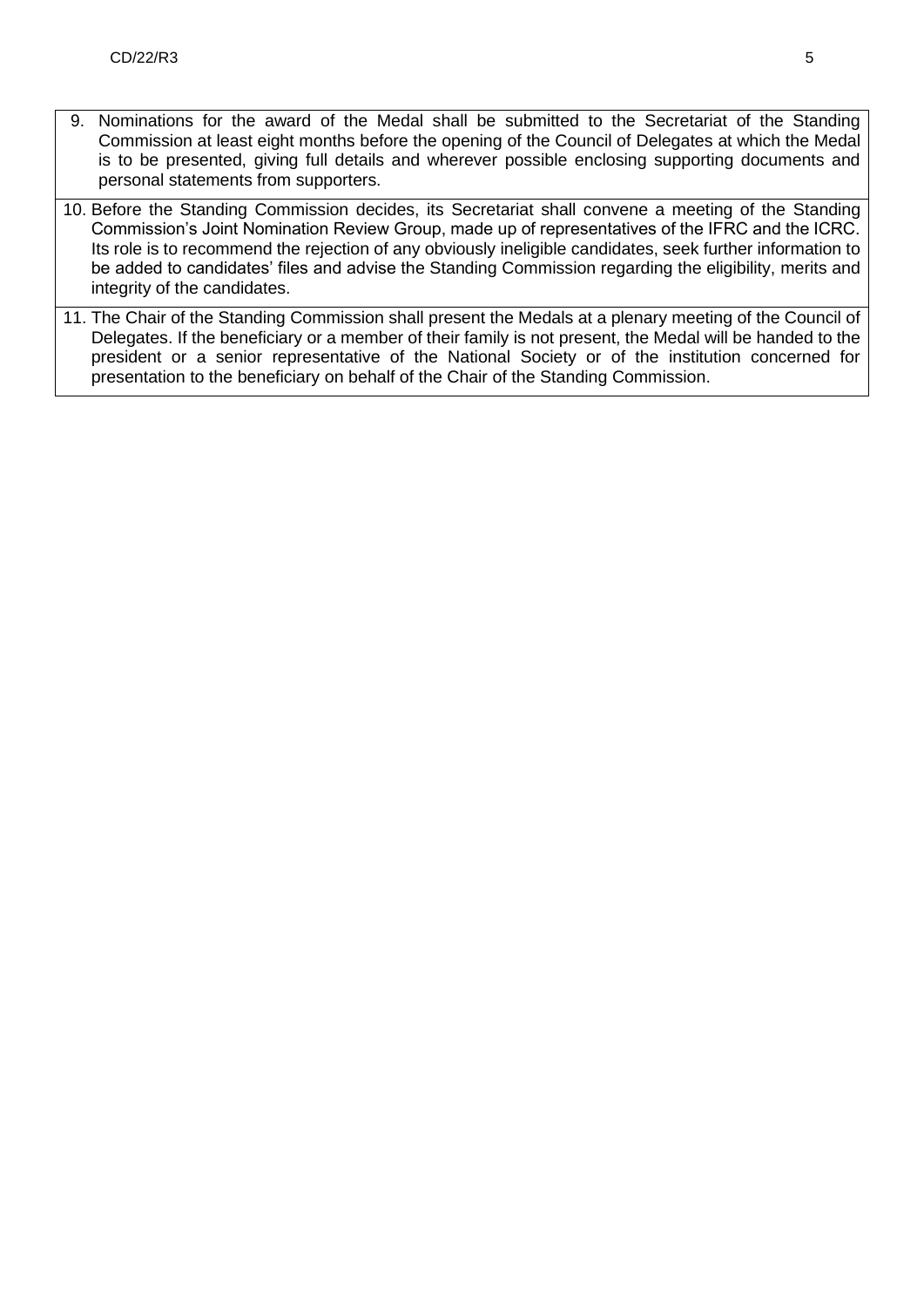9. Nominations for the award of the Medal shall be submitted to the Secretariat of the Standing Commission at least eight months before the opening of the Council of Delegates at which the Medal is to be presented, giving full details and wherever possible enclosing supporting documents and personal statements from supporters.

10. Before the Standing Commission decides, its Secretariat shall convene a meeting of the Standing Commission's Joint Nomination Review Group, made up of representatives of the IFRC and the ICRC. Its role is to recommend the rejection of any obviously ineligible candidates, seek further information to be added to candidates' files and advise the Standing Commission regarding the eligibility, merits and integrity of the candidates.

11. The Chair of the Standing Commission shall present the Medals at a plenary meeting of the Council of Delegates. If the beneficiary or a member of their family is not present, the Medal will be handed to the president or a senior representative of the National Society or of the institution concerned for presentation to the beneficiary on behalf of the Chair of the Standing Commission.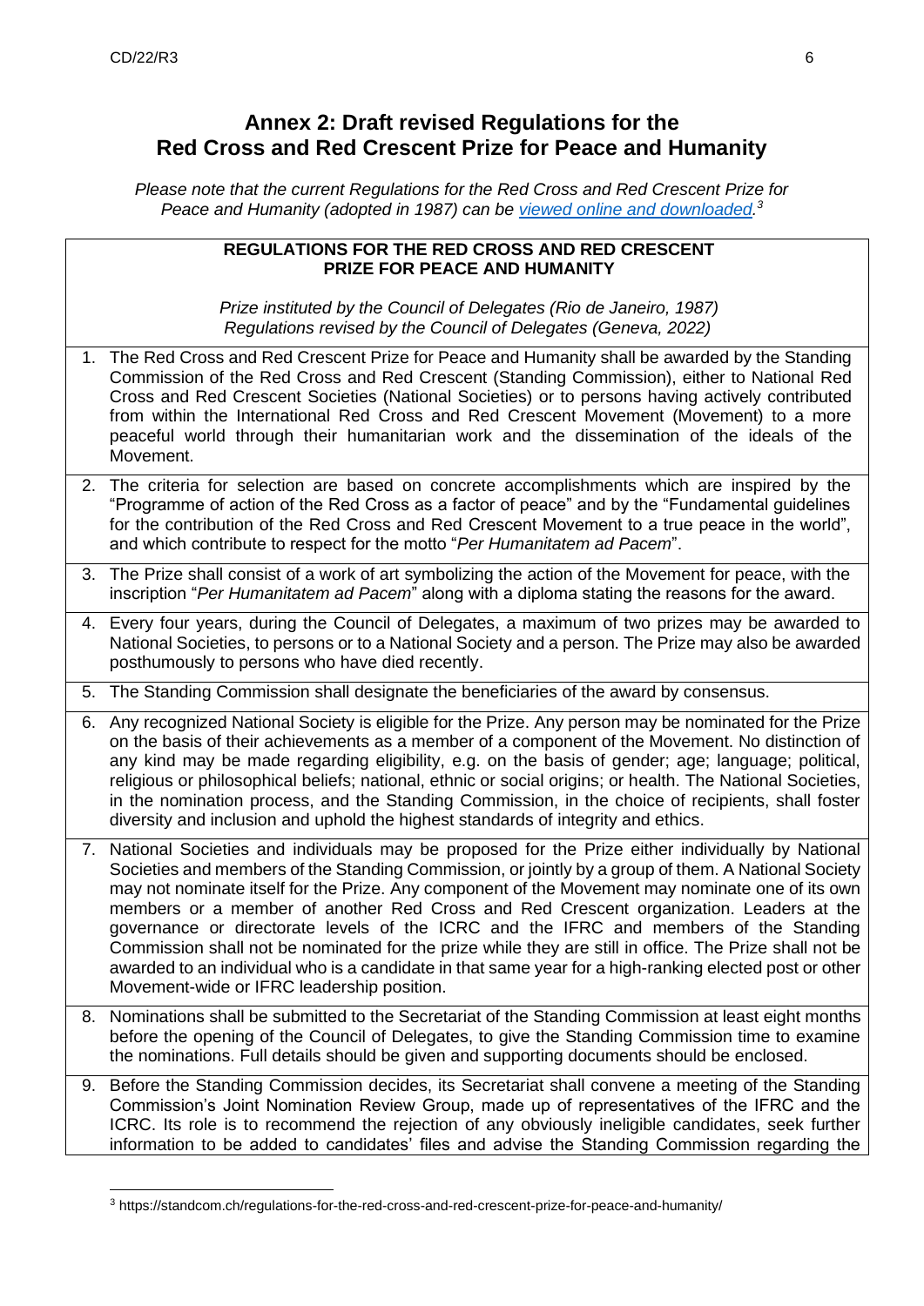# Annex 2: Draft revised Regulations for the Red Cross and Red Crescent Prize for Peace and Humanity

*Please note that the current Regulations for the Red Cross and Red Crescent Prize for Peace and Humanity (adopted in 1987) can be [viewed online and downloaded](https://standcom.ch/regulations-for-the-red-cross-and-red-crescent-prize-for-peace-and-humanity/).*[3]

**REGULATIONS FOR THE RED CROSS AND RED CRESCENT PRIZE FOR PEACE AND HUMANITY**

*Prize instituted by the Council of Delegates (Rio de Janeiro, 1987)*
*Regulations revised by the Council of Delegates (Geneva, 2022)*

1. The Red Cross and Red Crescent Prize for Peace and Humanity shall be awarded by the Standing Commission of the Red Cross and Red Crescent (Standing Commission), either to National Red Cross and Red Crescent Societies (National Societies) or to persons having actively contributed from within the International Red Cross and Red Crescent Movement (Movement) to a more peaceful world through their humanitarian work and the dissemination of the ideals of the Movement.
2. The criteria for selection are based on concrete accomplishments which are inspired by the "Programme of action of the Red Cross as a factor of peace" and by the "Fundamental guidelines for the contribution of the Red Cross and Red Crescent Movement to a true peace in the world", and which contribute to respect for the motto "*Per Humanitatem ad Pacem*".
3. The Prize shall consist of a work of art symbolizing the action of the Movement for peace, with the inscription "*Per Humanitatem ad Pacem*" along with a diploma stating the reasons for the award.
4. Every four years, during the Council of Delegates, a maximum of two prizes may be awarded to National Societies, to persons or to a National Society and a person. The Prize may also be awarded posthumously to persons who have died recently.
5. The Standing Commission shall designate the beneficiaries of the award by consensus.
6. Any recognized National Society is eligible for the Prize. Any person may be nominated for the Prize on the basis of their achievements as a member of a component of the Movement. No distinction of any kind may be made regarding eligibility, e.g. on the basis of gender; age; language; political, religious or philosophical beliefs; national, ethnic or social origins; or health. The National Societies, in the nomination process, and the Standing Commission, in the choice of recipients, shall foster diversity and inclusion and uphold the highest standards of integrity and ethics.
7. National Societies and individuals may be proposed for the Prize either individually by National Societies and members of the Standing Commission, or jointly by a group of them. A National Society may not nominate itself for the Prize. Any component of the Movement may nominate one of its own members or a member of another Red Cross and Red Crescent organization. Leaders at the governance or directorate levels of the ICRC and the IFRC and members of the Standing Commission shall not be nominated for the prize while they are still in office. The Prize shall not be awarded to an individual who is a candidate in that same year for a high-ranking elected post or other Movement-wide or IFRC leadership position.
8. Nominations shall be submitted to the Secretariat of the Standing Commission at least eight months before the opening of the Council of Delegates, to give the Standing Commission time to examine the nominations. Full details should be given and supporting documents should be enclosed.
9. Before the Standing Commission decides, its Secretariat shall convene a meeting of the Standing Commission's Joint Nomination Review Group, made up of representatives of the IFRC and the ICRC. Its role is to recommend the rejection of any obviously ineligible candidates, seek further information to be added to candidates' files and advise the Standing Commission regarding the

[3] https://standcom.ch/regulations-for-the-red-cross-and-red-crescent-prize-for-peace-and-humanity/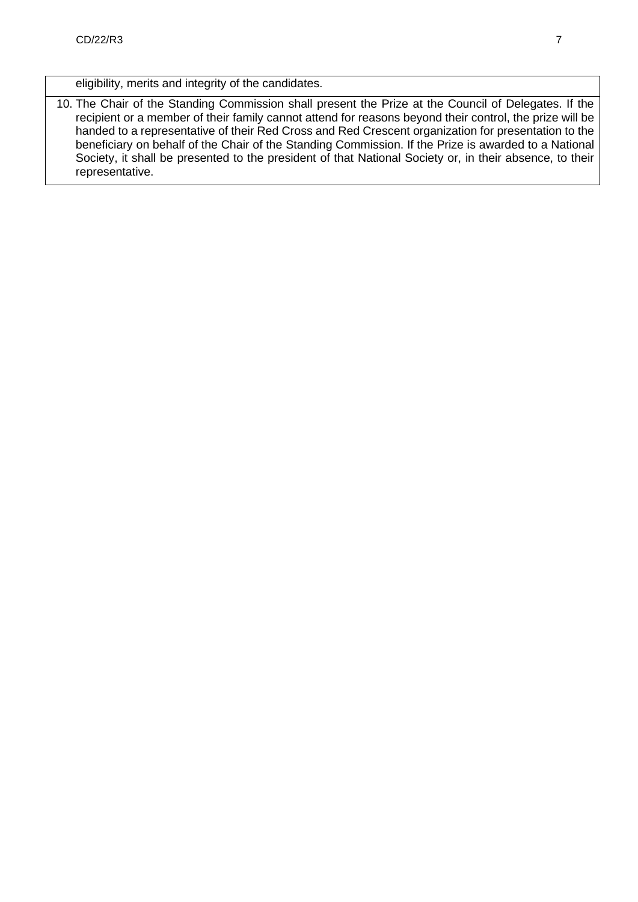| |
|---|
| eligibility, merits and integrity of the candidates. |
| 10. The Chair of the Standing Commission shall present the Prize at the Council of Delegates. If the recipient or a member of their family cannot attend for reasons beyond their control, the prize will be handed to a representative of their Red Cross and Red Crescent organization for presentation to the beneficiary on behalf of the Chair of the Standing Commission. If the Prize is awarded to a National Society, it shall be presented to the president of that National Society or, in their absence, to their representative. |